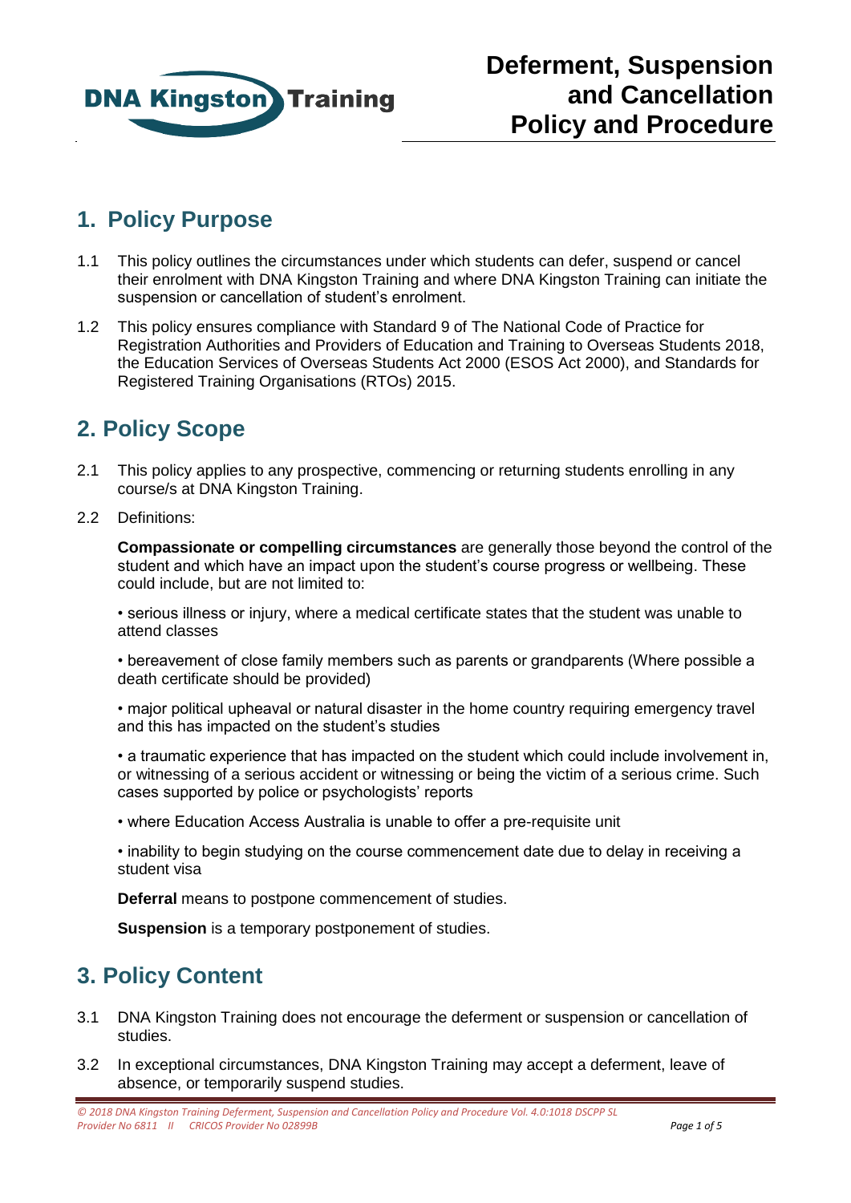# Deferment, Suspension and Cancellation Policy and Procedure

## 1. Policy Purpose

1.1 This policy outlines the circumstances under which students can defer, suspend or cancel their enrolment with DNA Kingston Training and where DNA Kingston Training can initiate the suspension or cancellation of student's enrolment.

1.2 This policy ensures compliance with Standard 9 of The National Code of Practice for Registration Authorities and Providers of Education and Training to Overseas Students 2018, the Education Services of Overseas Students Act 2000 (ESOS Act 2000), and Standards for Registered Training Organisations (RTOs) 2015.

## 2. Policy Scope

2.1 This policy applies to any prospective, commencing or returning students enrolling in any course/s at DNA Kingston Training.

2.2 Definitions:

**Compassionate or compelling circumstances** are generally those beyond the control of the student and which have an impact upon the student's course progress or wellbeing. These could include, but are not limited to:

• serious illness or injury, where a medical certificate states that the student was unable to attend classes

• bereavement of close family members such as parents or grandparents (Where possible a death certificate should be provided)

• major political upheaval or natural disaster in the home country requiring emergency travel and this has impacted on the student's studies

• a traumatic experience that has impacted on the student which could include involvement in, or witnessing of a serious accident or witnessing or being the victim of a serious crime. Such cases supported by police or psychologists' reports

• where Education Access Australia is unable to offer a pre-requisite unit

• inability to begin studying on the course commencement date due to delay in receiving a student visa

**Deferral** means to postpone commencement of studies.

**Suspension** is a temporary postponement of studies.

## 3. Policy Content

3.1 DNA Kingston Training does not encourage the deferment or suspension or cancellation of studies.

3.2 In exceptional circumstances, DNA Kingston Training may accept a deferment, leave of absence, or temporarily suspend studies.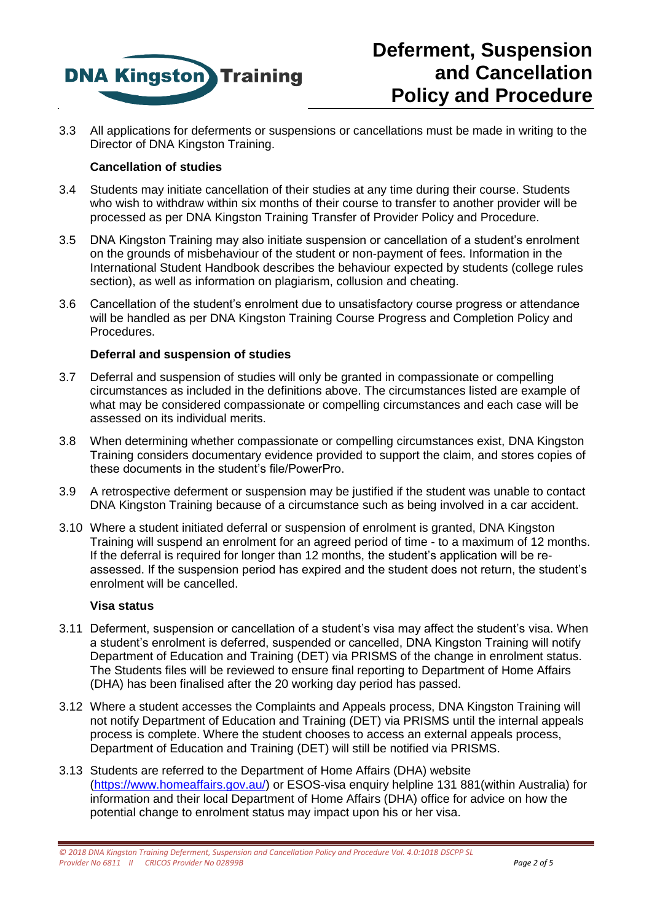3.3 All applications for deferments or suspensions or cancellations must be made in writing to the Director of DNA Kingston Training.

**Cancellation of studies**

3.4 Students may initiate cancellation of their studies at any time during their course. Students who wish to withdraw within six months of their course to transfer to another provider will be processed as per DNA Kingston Training Transfer of Provider Policy and Procedure.

3.5 DNA Kingston Training may also initiate suspension or cancellation of a student's enrolment on the grounds of misbehaviour of the student or non-payment of fees. Information in the International Student Handbook describes the behaviour expected by students (college rules section), as well as information on plagiarism, collusion and cheating.

3.6 Cancellation of the student's enrolment due to unsatisfactory course progress or attendance will be handled as per DNA Kingston Training Course Progress and Completion Policy and Procedures.

**Deferral and suspension of studies**

3.7 Deferral and suspension of studies will only be granted in compassionate or compelling circumstances as included in the definitions above. The circumstances listed are example of what may be considered compassionate or compelling circumstances and each case will be assessed on its individual merits.

3.8 When determining whether compassionate or compelling circumstances exist, DNA Kingston Training considers documentary evidence provided to support the claim, and stores copies of these documents in the student's file/PowerPro.

3.9 A retrospective deferment or suspension may be justified if the student was unable to contact DNA Kingston Training because of a circumstance such as being involved in a car accident.

3.10 Where a student initiated deferral or suspension of enrolment is granted, DNA Kingston Training will suspend an enrolment for an agreed period of time - to a maximum of 12 months. If the deferral is required for longer than 12 months, the student's application will be re-assessed. If the suspension period has expired and the student does not return, the student's enrolment will be cancelled.

**Visa status**

3.11 Deferment, suspension or cancellation of a student's visa may affect the student's visa. When a student's enrolment is deferred, suspended or cancelled, DNA Kingston Training will notify Department of Education and Training (DET) via PRISMS of the change in enrolment status. The Students files will be reviewed to ensure final reporting to Department of Home Affairs (DHA) has been finalised after the 20 working day period has passed.

3.12 Where a student accesses the Complaints and Appeals process, DNA Kingston Training will not notify Department of Education and Training (DET) via PRISMS until the internal appeals process is complete. Where the student chooses to access an external appeals process, Department of Education and Training (DET) will still be notified via PRISMS.

3.13 Students are referred to the Department of Home Affairs (DHA) website (https://www.homeaffairs.gov.au/) or ESOS-visa enquiry helpline 131 881(within Australia) for information and their local Department of Home Affairs (DHA) office for advice on how the potential change to enrolment status may impact upon his or her visa.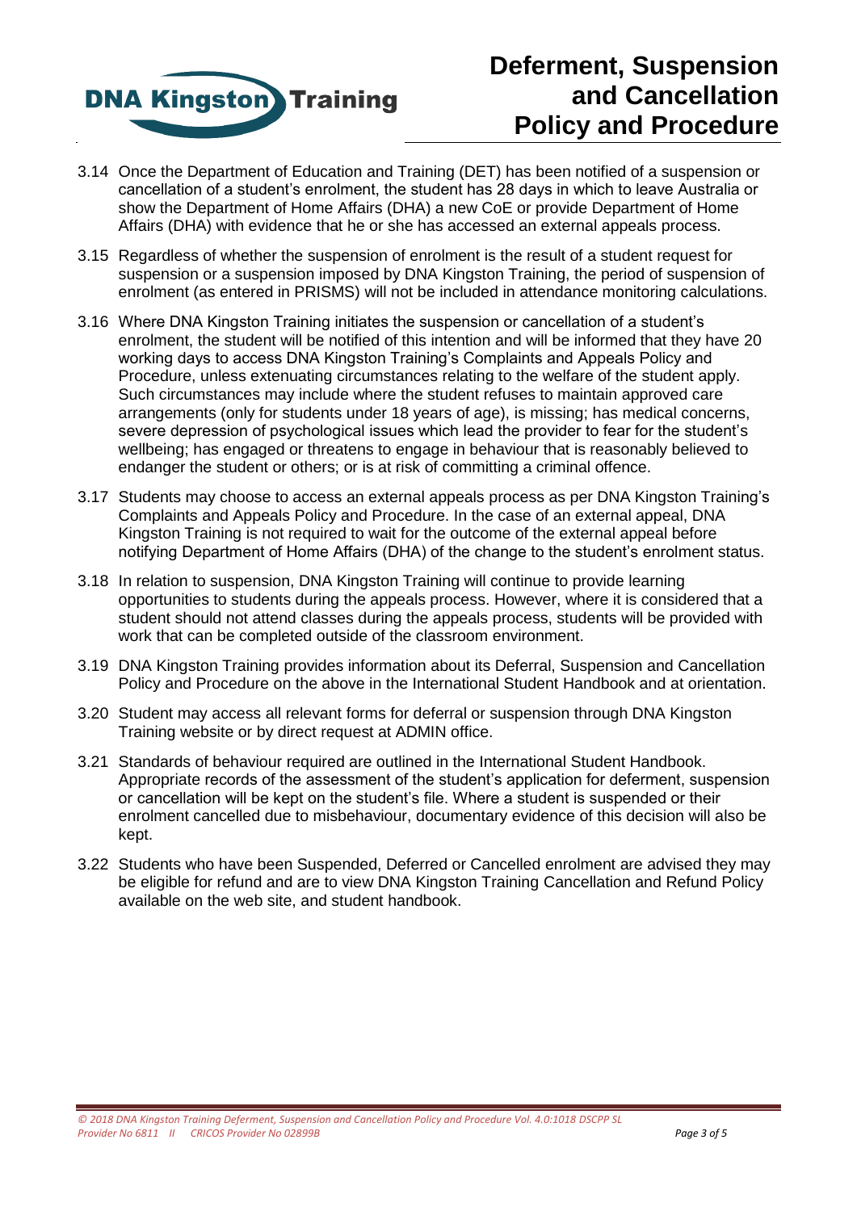3.14 Once the Department of Education and Training (DET) has been notified of a suspension or cancellation of a student's enrolment, the student has 28 days in which to leave Australia or show the Department of Home Affairs (DHA) a new CoE or provide Department of Home Affairs (DHA) with evidence that he or she has accessed an external appeals process.

3.15 Regardless of whether the suspension of enrolment is the result of a student request for suspension or a suspension imposed by DNA Kingston Training, the period of suspension of enrolment (as entered in PRISMS) will not be included in attendance monitoring calculations.

3.16 Where DNA Kingston Training initiates the suspension or cancellation of a student's enrolment, the student will be notified of this intention and will be informed that they have 20 working days to access DNA Kingston Training's Complaints and Appeals Policy and Procedure, unless extenuating circumstances relating to the welfare of the student apply. Such circumstances may include where the student refuses to maintain approved care arrangements (only for students under 18 years of age), is missing; has medical concerns, severe depression of psychological issues which lead the provider to fear for the student's wellbeing; has engaged or threatens to engage in behaviour that is reasonably believed to endanger the student or others; or is at risk of committing a criminal offence.

3.17 Students may choose to access an external appeals process as per DNA Kingston Training's Complaints and Appeals Policy and Procedure. In the case of an external appeal, DNA Kingston Training is not required to wait for the outcome of the external appeal before notifying Department of Home Affairs (DHA) of the change to the student's enrolment status.

3.18 In relation to suspension, DNA Kingston Training will continue to provide learning opportunities to students during the appeals process. However, where it is considered that a student should not attend classes during the appeals process, students will be provided with work that can be completed outside of the classroom environment.

3.19 DNA Kingston Training provides information about its Deferral, Suspension and Cancellation Policy and Procedure on the above in the International Student Handbook and at orientation.

3.20 Student may access all relevant forms for deferral or suspension through DNA Kingston Training website or by direct request at ADMIN office.

3.21 Standards of behaviour required are outlined in the International Student Handbook. Appropriate records of the assessment of the student's application for deferment, suspension or cancellation will be kept on the student's file. Where a student is suspended or their enrolment cancelled due to misbehaviour, documentary evidence of this decision will also be kept.

3.22 Students who have been Suspended, Deferred or Cancelled enrolment are advised they may be eligible for refund and are to view DNA Kingston Training Cancellation and Refund Policy available on the web site, and student handbook.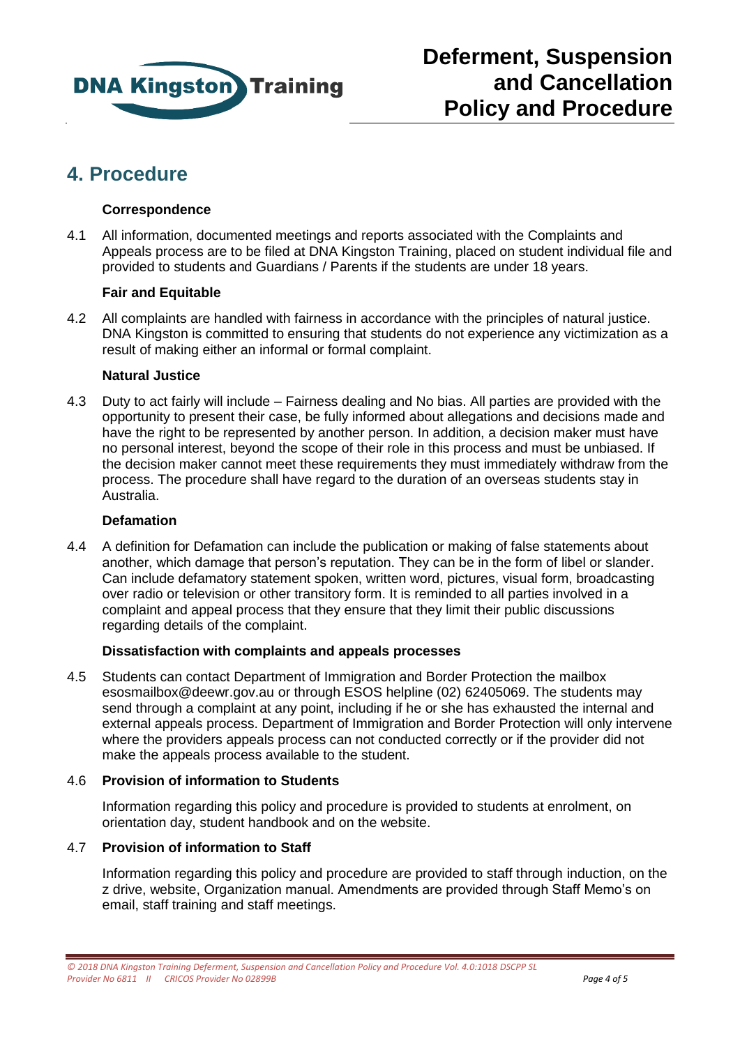## 4. Procedure

**Correspondence**

4.1 All information, documented meetings and reports associated with the Complaints and Appeals process are to be filed at DNA Kingston Training, placed on student individual file and provided to students and Guardians / Parents if the students are under 18 years.

**Fair and Equitable**

4.2 All complaints are handled with fairness in accordance with the principles of natural justice. DNA Kingston is committed to ensuring that students do not experience any victimization as a result of making either an informal or formal complaint.

**Natural Justice**

4.3 Duty to act fairly will include – Fairness dealing and No bias. All parties are provided with the opportunity to present their case, be fully informed about allegations and decisions made and have the right to be represented by another person. In addition, a decision maker must have no personal interest, beyond the scope of their role in this process and must be unbiased. If the decision maker cannot meet these requirements they must immediately withdraw from the process. The procedure shall have regard to the duration of an overseas students stay in Australia.

**Defamation**

4.4 A definition for Defamation can include the publication or making of false statements about another, which damage that person's reputation. They can be in the form of libel or slander. Can include defamatory statement spoken, written word, pictures, visual form, broadcasting over radio or television or other transitory form. It is reminded to all parties involved in a complaint and appeal process that they ensure that they limit their public discussions regarding details of the complaint.

**Dissatisfaction with complaints and appeals processes**

4.5 Students can contact Department of Immigration and Border Protection the mailbox esosmailbox@deewr.gov.au or through ESOS helpline (02) 62405069. The students may send through a complaint at any point, including if he or she has exhausted the internal and external appeals process. Department of Immigration and Border Protection will only intervene where the providers appeals process can not conducted correctly or if the provider did not make the appeals process available to the student.

4.6 **Provision of information to Students**

Information regarding this policy and procedure is provided to students at enrolment, on orientation day, student handbook and on the website.

4.7 **Provision of information to Staff**

Information regarding this policy and procedure are provided to staff through induction, on the z drive, website, Organization manual. Amendments are provided through Staff Memo's on email, staff training and staff meetings.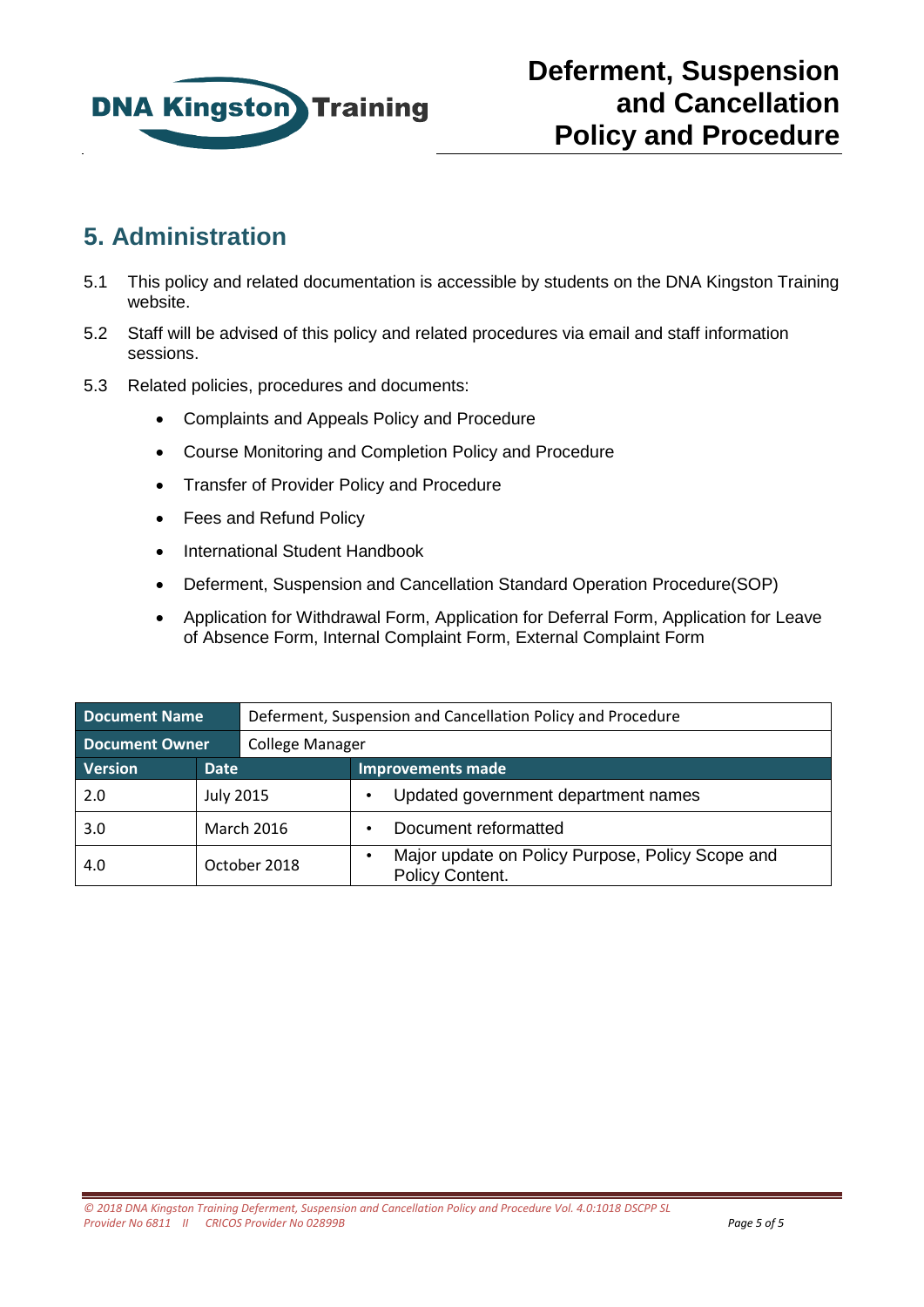## 5. Administration

5.1 This policy and related documentation is accessible by students on the DNA Kingston Training website.

5.2 Staff will be advised of this policy and related procedures via email and staff information sessions.

5.3 Related policies, procedures and documents:

- Complaints and Appeals Policy and Procedure
- Course Monitoring and Completion Policy and Procedure
- Transfer of Provider Policy and Procedure
- Fees and Refund Policy
- International Student Handbook
- Deferment, Suspension and Cancellation Standard Operation Procedure(SOP)
- Application for Withdrawal Form, Application for Deferral Form, Application for Leave of Absence Form, Internal Complaint Form, External Complaint Form

| | | |
|---|---|---|
| **Document Name** | Deferment, Suspension and Cancellation Policy and Procedure | |
| **Document Owner** | College Manager | |
| **Version** | **Date** | **Improvements made** |
| 2.0 | July 2015 | • Updated government department names |
| 3.0 | March 2016 | • Document reformatted |
| 4.0 | October 2018 | • Major update on Policy Purpose, Policy Scope and Policy Content. |